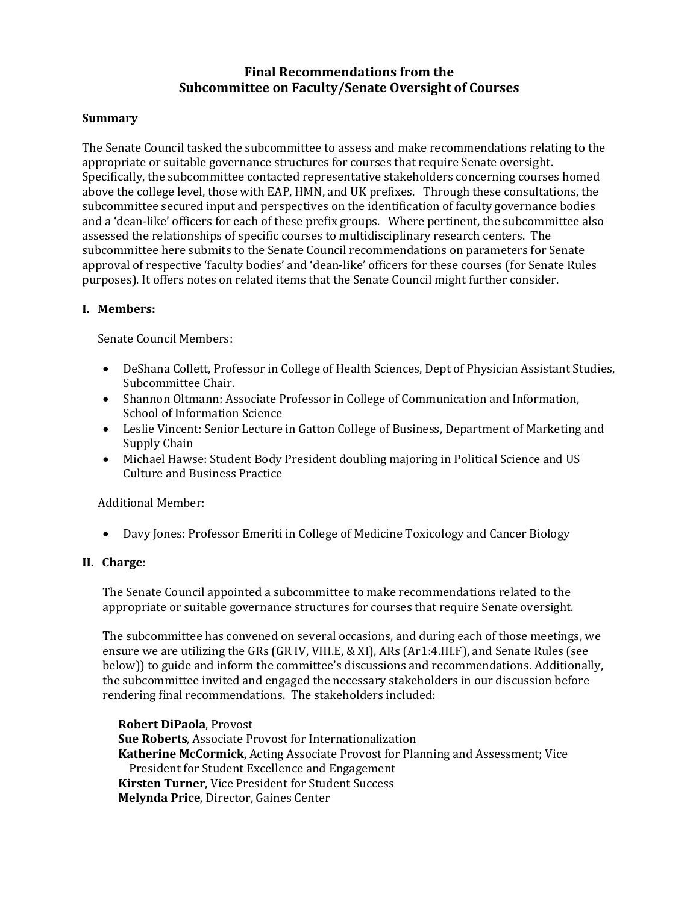# Final Recommendations from the Subcommittee on Faculty/Senate Oversight of Courses

## Summary

The Senate Council tasked the subcommittee to assess and make recommendations relating to the appropriate or suitable governance structures for courses that require Senate oversight. Specifically, the subcommittee contacted representative stakeholders concerning courses homed above the college level, those with EAP, HMN, and UK prefixes. Through these consultations, the subcommittee secured input and perspectives on the identification of faculty governance bodies and a 'dean-like' officers for each of these prefix groups. Where pertinent, the subcommittee also assessed the relationships of specific courses to multidisciplinary research centers. The subcommittee here submits to the Senate Council recommendations on parameters for Senate approval of respective 'faculty bodies' and 'dean-like' officers for these courses (for Senate Rules purposes). It offers notes on related items that the Senate Council might further consider.

## I. Members:

Senate Council Members:

- DeShana Collett, Professor in College of Health Sciences, Dept of Physician Assistant Studies, Subcommittee Chair.
- Shannon Oltmann: Associate Professor in College of Communication and Information, School of Information Science
- Leslie Vincent: Senior Lecture in Gatton College of Business, Department of Marketing and Supply Chain
- Michael Hawse: Student Body President doubling majoring in Political Science and US Culture and Business Practice

Additional Member:

- Davy Jones: Professor Emeriti in College of Medicine Toxicology and Cancer Biology

## II. Charge:

The Senate Council appointed a subcommittee to make recommendations related to the appropriate or suitable governance structures for courses that require Senate oversight.

The subcommittee has convened on several occasions, and during each of those meetings, we ensure we are utilizing the GRs (GR IV, VIII.E, & XI), ARs (Ar1:4.III.F), and Senate Rules (see below)) to guide and inform the committee's discussions and recommendations. Additionally, the subcommittee invited and engaged the necessary stakeholders in our discussion before rendering final recommendations. The stakeholders included:

**Robert DiPaola**, Provost
**Sue Roberts**, Associate Provost for Internationalization
**Katherine McCormick**, Acting Associate Provost for Planning and Assessment; Vice President for Student Excellence and Engagement
**Kirsten Turner**, Vice President for Student Success
**Melynda Price**, Director, Gaines Center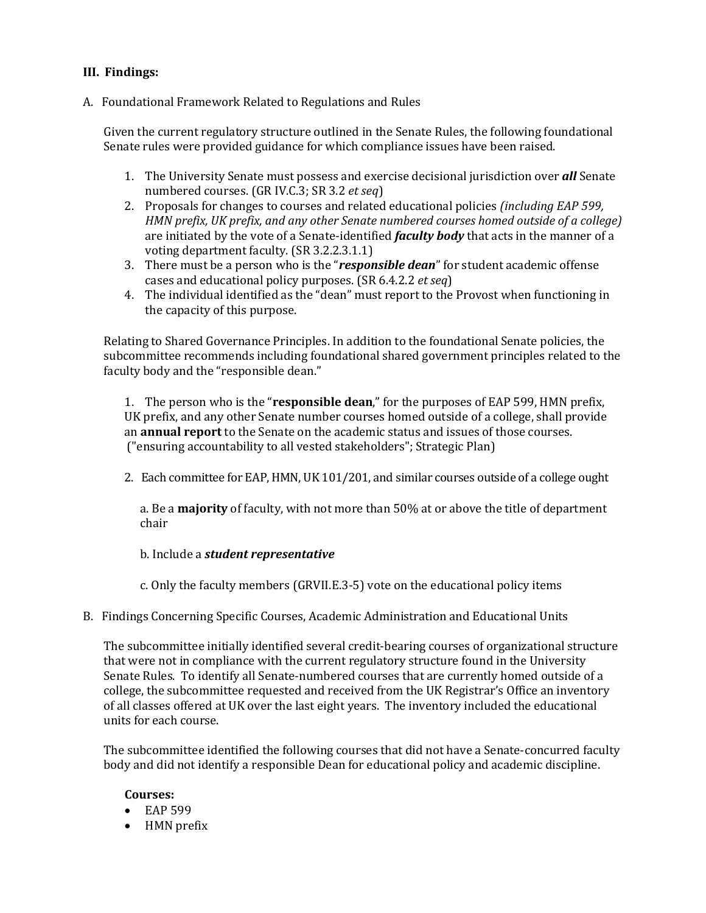### III. Findings:

A. Foundational Framework Related to Regulations and Rules

Given the current regulatory structure outlined in the Senate Rules, the following foundational Senate rules were provided guidance for which compliance issues have been raised.

1. The University Senate must possess and exercise decisional jurisdiction over ***all*** Senate numbered courses. (GR IV.C.3; SR 3.2 *et seq*)
2. Proposals for changes to courses and related educational policies *(including EAP 599, HMN prefix, UK prefix, and any other Senate numbered courses homed outside of a college)* are initiated by the vote of a Senate-identified ***faculty body*** that acts in the manner of a voting department faculty. (SR 3.2.2.3.1.1)
3. There must be a person who is the "***responsible dean***" for student academic offense cases and educational policy purposes. (SR 6.4.2.2 *et seq*)
4. The individual identified as the "dean" must report to the Provost when functioning in the capacity of this purpose.

Relating to Shared Governance Principles. In addition to the foundational Senate policies, the subcommittee recommends including foundational shared government principles related to the faculty body and the "responsible dean."

1. The person who is the "**responsible dean**," for the purposes of EAP 599, HMN prefix, UK prefix, and any other Senate number courses homed outside of a college, shall provide an **annual report** to the Senate on the academic status and issues of those courses. ("ensuring accountability to all vested stakeholders"; Strategic Plan)

2. Each committee for EAP, HMN, UK 101/201, and similar courses outside of a college ought

   a. Be a **majority** of faculty, with not more than 50% at or above the title of department chair

   b. Include a ***student representative***

   c. Only the faculty members (GRVII.E.3-5) vote on the educational policy items

B. Findings Concerning Specific Courses, Academic Administration and Educational Units

The subcommittee initially identified several credit-bearing courses of organizational structure that were not in compliance with the current regulatory structure found in the University Senate Rules. To identify all Senate-numbered courses that are currently homed outside of a college, the subcommittee requested and received from the UK Registrar's Office an inventory of all classes offered at UK over the last eight years. The inventory included the educational units for each course.

The subcommittee identified the following courses that did not have a Senate-concurred faculty body and did not identify a responsible Dean for educational policy and academic discipline.

**Courses:**

- EAP 599
- HMN prefix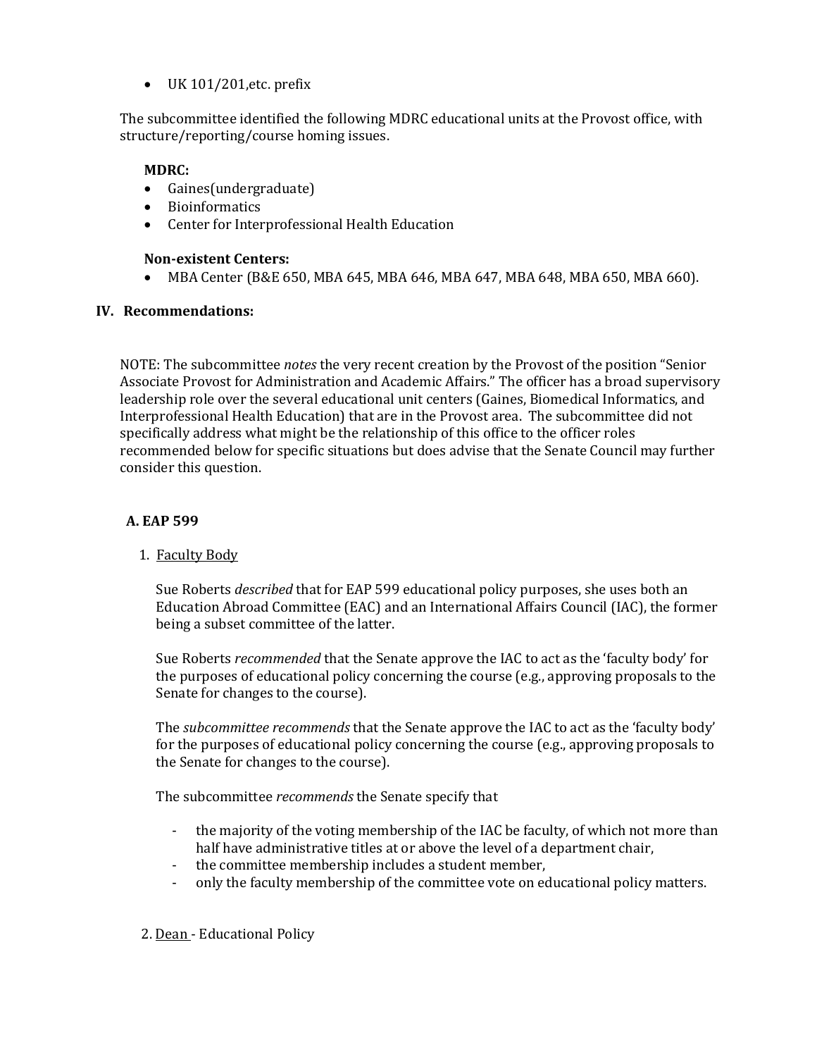- UK 101/201,etc. prefix

The subcommittee identified the following MDRC educational units at the Provost office, with structure/reporting/course homing issues.

**MDRC:**

- Gaines(undergraduate)
- Bioinformatics
- Center for Interprofessional Health Education

**Non-existent Centers:**

- MBA Center (B&E 650, MBA 645, MBA 646, MBA 647, MBA 648, MBA 650, MBA 660).

## IV. Recommendations:

NOTE: The subcommittee *notes* the very recent creation by the Provost of the position "Senior Associate Provost for Administration and Academic Affairs." The officer has a broad supervisory leadership role over the several educational unit centers (Gaines, Biomedical Informatics, and Interprofessional Health Education) that are in the Provost area. The subcommittee did not specifically address what might be the relationship of this office to the officer roles recommended below for specific situations but does advise that the Senate Council may further consider this question.

### A. EAP 599

1. Faculty Body

   Sue Roberts *described* that for EAP 599 educational policy purposes, she uses both an Education Abroad Committee (EAC) and an International Affairs Council (IAC), the former being a subset committee of the latter.

   Sue Roberts *recommended* that the Senate approve the IAC to act as the 'faculty body' for the purposes of educational policy concerning the course (e.g., approving proposals to the Senate for changes to the course).

   The *subcommittee recommends* that the Senate approve the IAC to act as the 'faculty body' for the purposes of educational policy concerning the course (e.g., approving proposals to the Senate for changes to the course).

   The subcommittee *recommends* the Senate specify that

   - the majority of the voting membership of the IAC be faculty, of which not more than half have administrative titles at or above the level of a department chair,
   - the committee membership includes a student member,
   - only the faculty membership of the committee vote on educational policy matters.

2. Dean - Educational Policy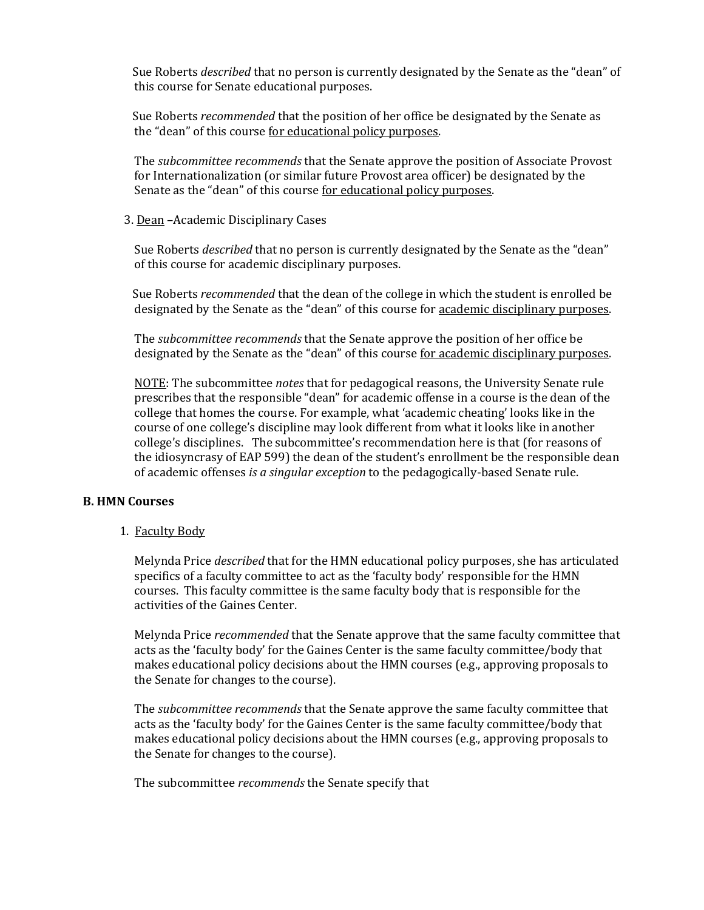Sue Roberts *described* that no person is currently designated by the Senate as the "dean" of this course for Senate educational purposes.

Sue Roberts *recommended* that the position of her office be designated by the Senate as the "dean" of this course <u>for educational policy purposes</u>.

The *subcommittee recommends* that the Senate approve the position of Associate Provost for Internationalization (or similar future Provost area officer) be designated by the Senate as the "dean" of this course <u>for educational policy purposes</u>.

3. <u>Dean</u> –Academic Disciplinary Cases

Sue Roberts *described* that no person is currently designated by the Senate as the "dean" of this course for academic disciplinary purposes.

Sue Roberts *recommended* that the dean of the college in which the student is enrolled be designated by the Senate as the "dean" of this course for <u>academic disciplinary purposes</u>.

The *subcommittee recommends* that the Senate approve the position of her office be designated by the Senate as the "dean" of this course <u>for academic disciplinary purposes</u>.

<u>NOTE</u>: The subcommittee *notes* that for pedagogical reasons, the University Senate rule prescribes that the responsible "dean" for academic offense in a course is the dean of the college that homes the course. For example, what 'academic cheating' looks like in the course of one college's discipline may look different from what it looks like in another college's disciplines. The subcommittee's recommendation here is that (for reasons of the idiosyncrasy of EAP 599) the dean of the student's enrollment be the responsible dean of academic offenses *is a singular exception* to the pedagogically-based Senate rule.

**B. HMN Courses**

1. <u>Faculty Body</u>

Melynda Price *described* that for the HMN educational policy purposes, she has articulated specifics of a faculty committee to act as the 'faculty body' responsible for the HMN courses. This faculty committee is the same faculty body that is responsible for the activities of the Gaines Center.

Melynda Price *recommended* that the Senate approve that the same faculty committee that acts as the 'faculty body' for the Gaines Center is the same faculty committee/body that makes educational policy decisions about the HMN courses (e.g., approving proposals to the Senate for changes to the course).

The *subcommittee recommends* that the Senate approve the same faculty committee that acts as the 'faculty body' for the Gaines Center is the same faculty committee/body that makes educational policy decisions about the HMN courses (e.g., approving proposals to the Senate for changes to the course).

The subcommittee *recommends* the Senate specify that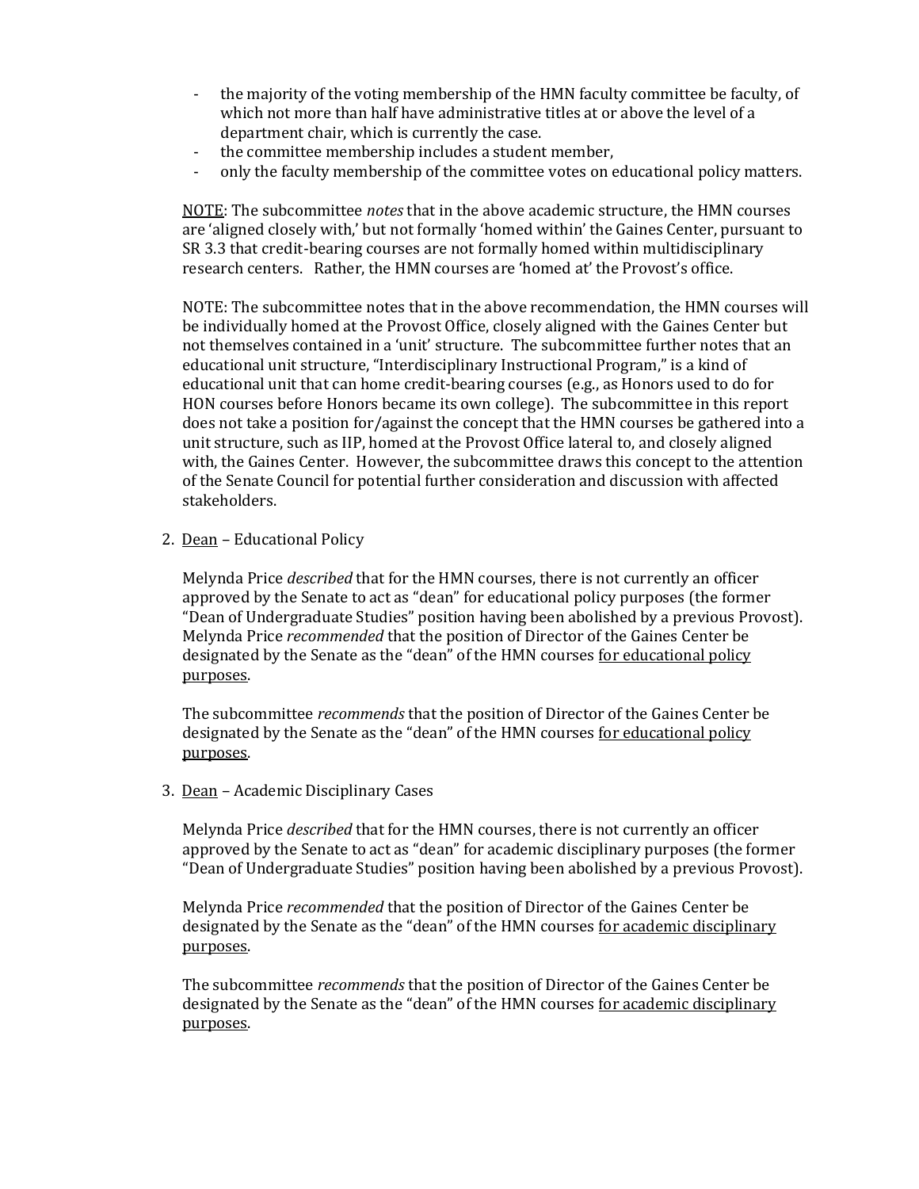- the majority of the voting membership of the HMN faculty committee be faculty, of which not more than half have administrative titles at or above the level of a department chair, which is currently the case.
- the committee membership includes a student member,
- only the faculty membership of the committee votes on educational policy matters.

<u>NOTE</u>: The subcommittee *notes* that in the above academic structure, the HMN courses are 'aligned closely with,' but not formally 'homed within' the Gaines Center, pursuant to SR 3.3 that credit-bearing courses are not formally homed within multidisciplinary research centers. Rather, the HMN courses are 'homed at' the Provost's office.

NOTE: The subcommittee notes that in the above recommendation, the HMN courses will be individually homed at the Provost Office, closely aligned with the Gaines Center but not themselves contained in a 'unit' structure. The subcommittee further notes that an educational unit structure, "Interdisciplinary Instructional Program," is a kind of educational unit that can home credit-bearing courses (e.g., as Honors used to do for HON courses before Honors became its own college). The subcommittee in this report does not take a position for/against the concept that the HMN courses be gathered into a unit structure, such as IIP, homed at the Provost Office lateral to, and closely aligned with, the Gaines Center. However, the subcommittee draws this concept to the attention of the Senate Council for potential further consideration and discussion with affected stakeholders.

2. <u>Dean</u> – Educational Policy

   Melynda Price *described* that for the HMN courses, there is not currently an officer approved by the Senate to act as "dean" for educational policy purposes (the former "Dean of Undergraduate Studies" position having been abolished by a previous Provost). Melynda Price *recommended* that the position of Director of the Gaines Center be designated by the Senate as the "dean" of the HMN courses <u>for educational policy purposes</u>.

   The subcommittee *recommends* that the position of Director of the Gaines Center be designated by the Senate as the "dean" of the HMN courses <u>for educational policy purposes</u>.

3. <u>Dean</u> – Academic Disciplinary Cases

   Melynda Price *described* that for the HMN courses, there is not currently an officer approved by the Senate to act as "dean" for academic disciplinary purposes (the former "Dean of Undergraduate Studies" position having been abolished by a previous Provost).

   Melynda Price *recommended* that the position of Director of the Gaines Center be designated by the Senate as the "dean" of the HMN courses <u>for academic disciplinary purposes</u>.

   The subcommittee *recommends* that the position of Director of the Gaines Center be designated by the Senate as the "dean" of the HMN courses <u>for academic disciplinary purposes</u>.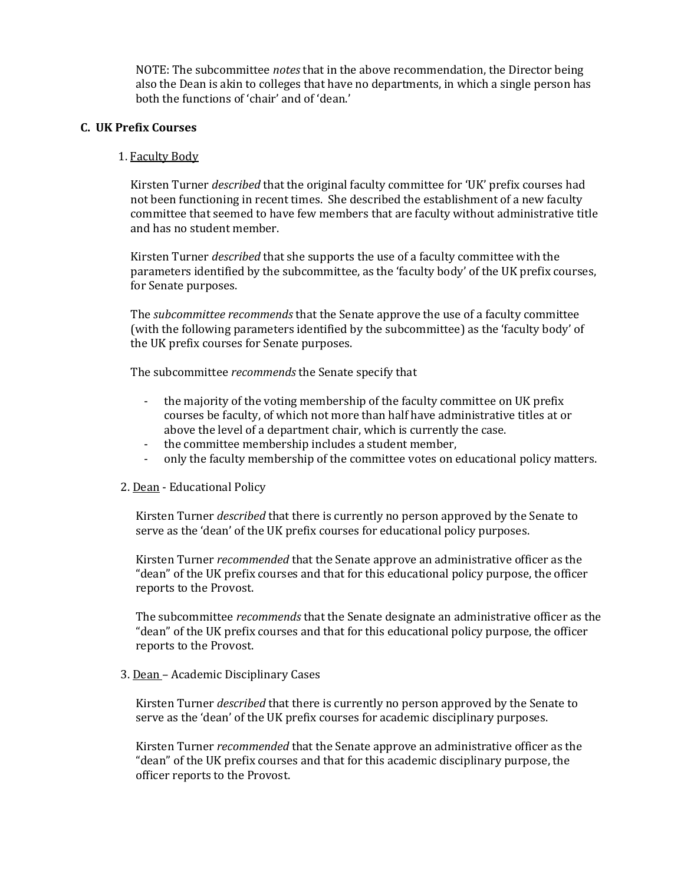NOTE: The subcommittee *notes* that in the above recommendation, the Director being also the Dean is akin to colleges that have no departments, in which a single person has both the functions of 'chair' and of 'dean.'

### C. UK Prefix Courses

1. <u>Faculty Body</u>

Kirsten Turner *described* that the original faculty committee for 'UK' prefix courses had not been functioning in recent times. She described the establishment of a new faculty committee that seemed to have few members that are faculty without administrative title and has no student member.

Kirsten Turner *described* that she supports the use of a faculty committee with the parameters identified by the subcommittee, as the 'faculty body' of the UK prefix courses, for Senate purposes.

The *subcommittee recommends* that the Senate approve the use of a faculty committee (with the following parameters identified by the subcommittee) as the 'faculty body' of the UK prefix courses for Senate purposes.

The subcommittee *recommends* the Senate specify that

- the majority of the voting membership of the faculty committee on UK prefix courses be faculty, of which not more than half have administrative titles at or above the level of a department chair, which is currently the case.
- the committee membership includes a student member,
- only the faculty membership of the committee votes on educational policy matters.

2. <u>Dean</u> - Educational Policy

Kirsten Turner *described* that there is currently no person approved by the Senate to serve as the 'dean' of the UK prefix courses for educational policy purposes.

Kirsten Turner *recommended* that the Senate approve an administrative officer as the "dean" of the UK prefix courses and that for this educational policy purpose, the officer reports to the Provost.

The subcommittee *recommends* that the Senate designate an administrative officer as the "dean" of the UK prefix courses and that for this educational policy purpose, the officer reports to the Provost.

3. <u>Dean</u> – Academic Disciplinary Cases

Kirsten Turner *described* that there is currently no person approved by the Senate to serve as the 'dean' of the UK prefix courses for academic disciplinary purposes.

Kirsten Turner *recommended* that the Senate approve an administrative officer as the "dean" of the UK prefix courses and that for this academic disciplinary purpose, the officer reports to the Provost.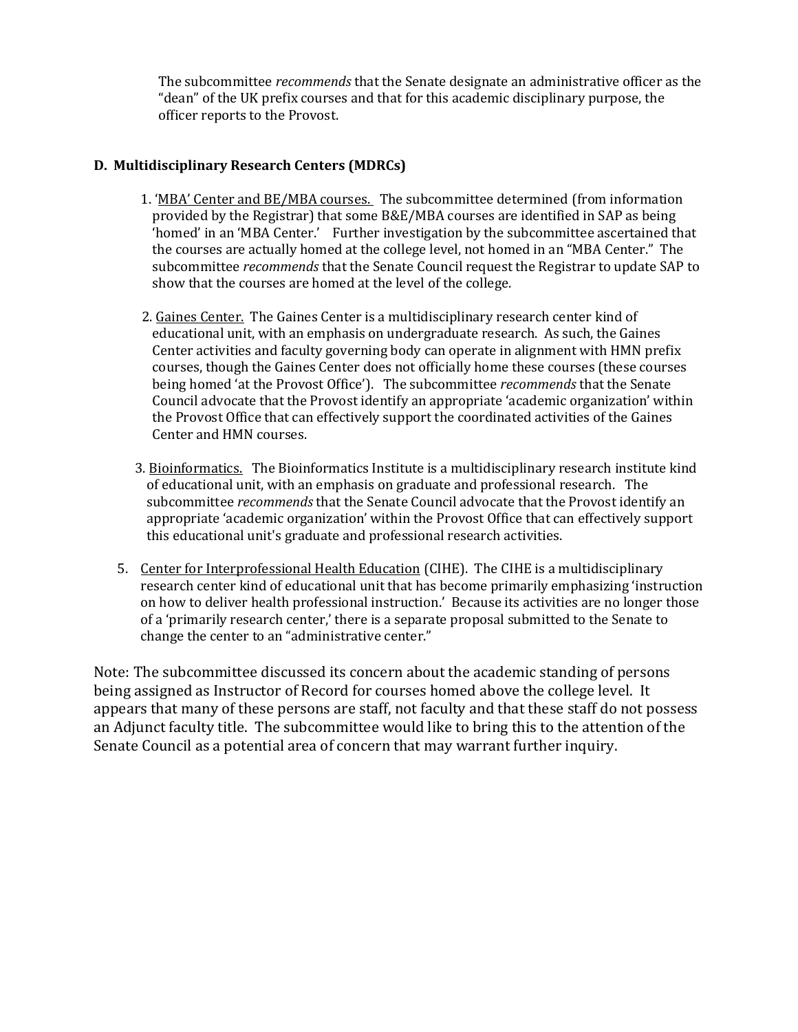The subcommittee *recommends* that the Senate designate an administrative officer as the "dean" of the UK prefix courses and that for this academic disciplinary purpose, the officer reports to the Provost.

**D. Multidisciplinary Research Centers (MDRCs)**

1. <u>'MBA' Center and BE/MBA courses.</u> The subcommittee determined (from information provided by the Registrar) that some B&E/MBA courses are identified in SAP as being 'homed' in an 'MBA Center.' Further investigation by the subcommittee ascertained that the courses are actually homed at the college level, not homed in an "MBA Center." The subcommittee *recommends* that the Senate Council request the Registrar to update SAP to show that the courses are homed at the level of the college.

2. <u>Gaines Center.</u> The Gaines Center is a multidisciplinary research center kind of educational unit, with an emphasis on undergraduate research. As such, the Gaines Center activities and faculty governing body can operate in alignment with HMN prefix courses, though the Gaines Center does not officially home these courses (these courses being homed 'at the Provost Office'). The subcommittee *recommends* that the Senate Council advocate that the Provost identify an appropriate 'academic organization' within the Provost Office that can effectively support the coordinated activities of the Gaines Center and HMN courses.

3. <u>Bioinformatics.</u> The Bioinformatics Institute is a multidisciplinary research institute kind of educational unit, with an emphasis on graduate and professional research. The subcommittee *recommends* that the Senate Council advocate that the Provost identify an appropriate 'academic organization' within the Provost Office that can effectively support this educational unit's graduate and professional research activities.

5. <u>Center for Interprofessional Health Education</u> (CIHE). The CIHE is a multidisciplinary research center kind of educational unit that has become primarily emphasizing 'instruction on how to deliver health professional instruction.' Because its activities are no longer those of a 'primarily research center,' there is a separate proposal submitted to the Senate to change the center to an "administrative center."

Note: The subcommittee discussed its concern about the academic standing of persons being assigned as Instructor of Record for courses homed above the college level. It appears that many of these persons are staff, not faculty and that these staff do not possess an Adjunct faculty title. The subcommittee would like to bring this to the attention of the Senate Council as a potential area of concern that may warrant further inquiry.